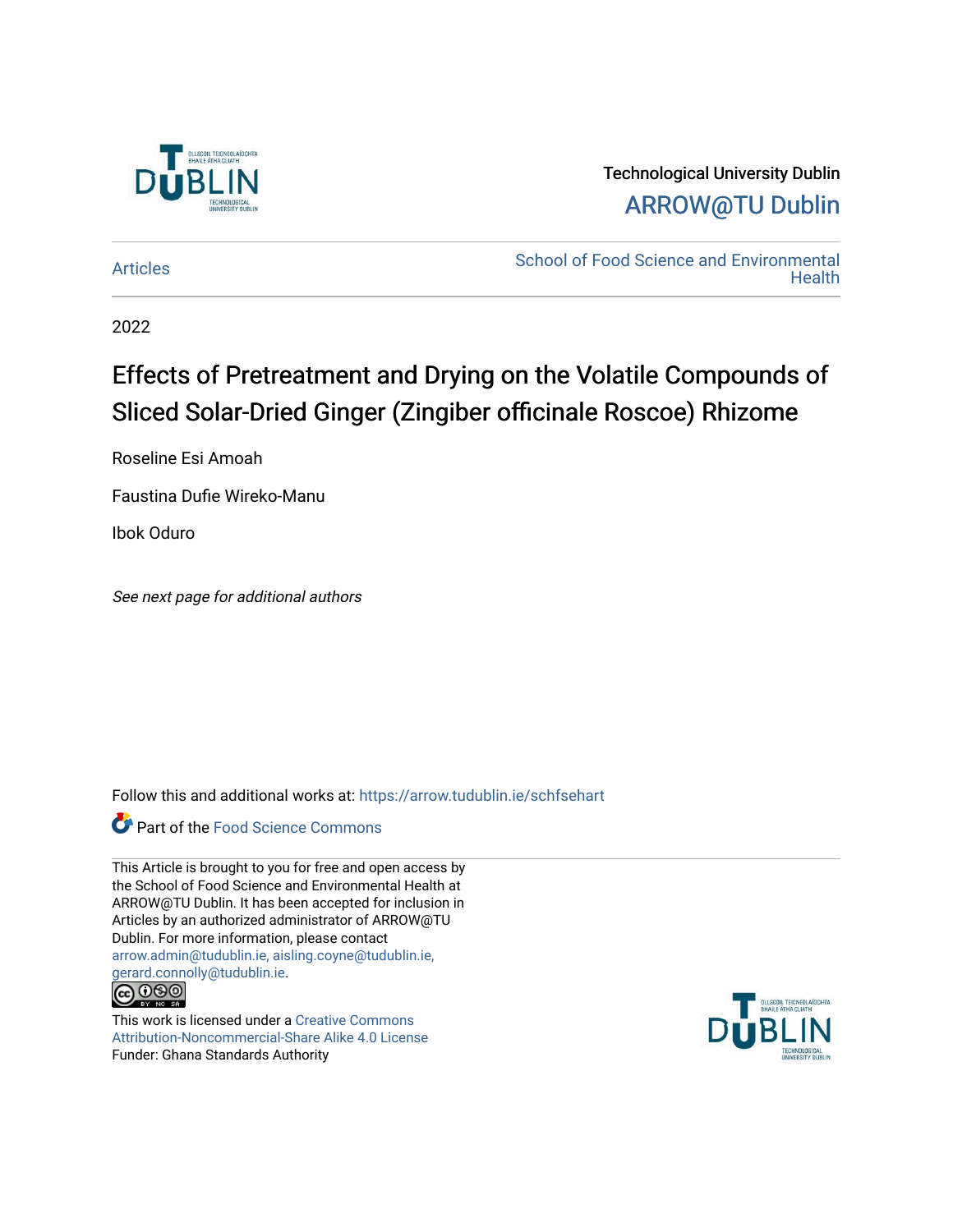Technological University Dublin

ARROW@TU Dublin

Articles

School of Food Science and Environmental Health

2022

# Effects of Pretreatment and Drying on the Volatile Compounds of Sliced Solar-Dried Ginger (Zingiber officinale Roscoe) Rhizome

Roseline Esi Amoah

Faustina Dufie Wireko-Manu

Ibok Oduro

*See next page for additional authors*

Follow this and additional works at: https://arrow.tudublin.ie/schfsehart

Part of the Food Science Commons

This Article is brought to you for free and open access by the School of Food Science and Environmental Health at ARROW@TU Dublin. It has been accepted for inclusion in Articles by an authorized administrator of ARROW@TU Dublin. For more information, please contact arrow.admin@tudublin.ie, aisling.coyne@tudublin.ie, gerard.connolly@tudublin.ie.

This work is licensed under a Creative Commons Attribution-Noncommercial-Share Alike 4.0 License

Funder: Ghana Standards Authority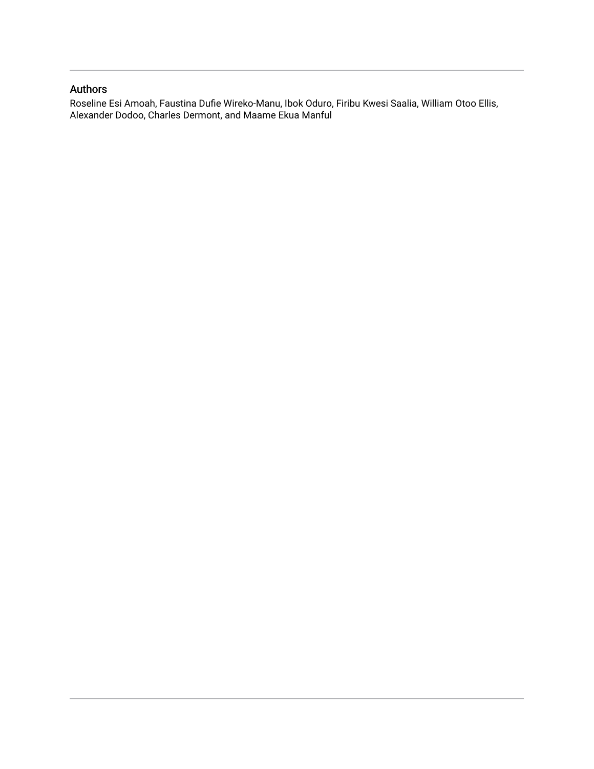## Authors

Roseline Esi Amoah, Faustina Dufie Wireko-Manu, Ibok Oduro, Firibu Kwesi Saalia, William Otoo Ellis, Alexander Dodoo, Charles Dermont, and Maame Ekua Manful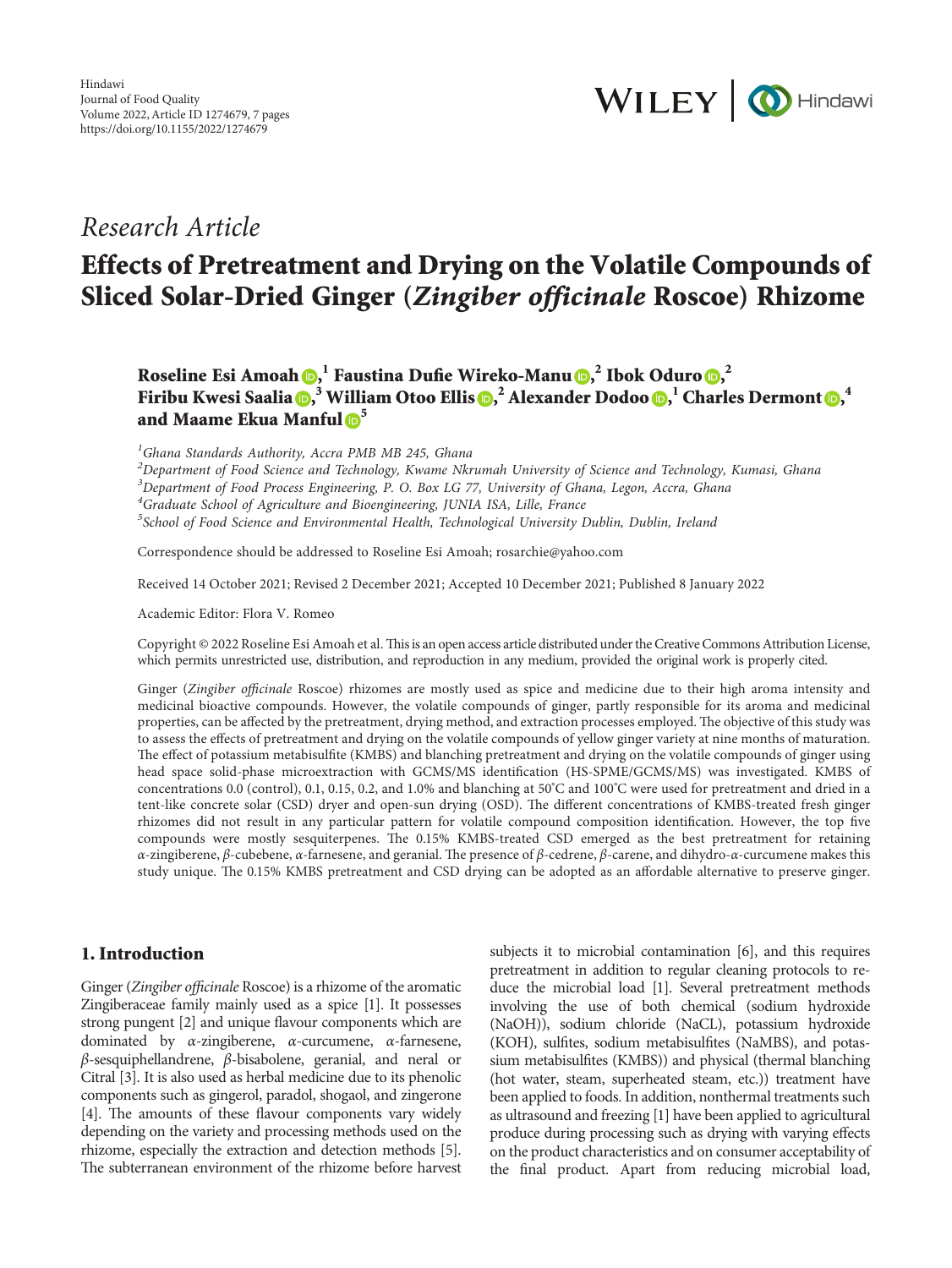## Research Article

# Effects of Pretreatment and Drying on the Volatile Compounds of Sliced Solar-Dried Ginger (*Zingiber officinale* Roscoe) Rhizome

**Roseline Esi Amoah**,[1] **Faustina Dufie Wireko-Manu**,[2] **Ibok Oduro**,[2] **Firibu Kwesi Saalia**,[3] **William Otoo Ellis**,[2] **Alexander Dodoo**,[1] **Charles Dermont**,[4] **and Maame Ekua Manful**[5]

[1]*Ghana Standards Authority, Accra PMB MB 245, Ghana*
[2]*Department of Food Science and Technology, Kwame Nkrumah University of Science and Technology, Kumasi, Ghana*
[3]*Department of Food Process Engineering, P. O. Box LG 77, University of Ghana, Legon, Accra, Ghana*
[4]*Graduate School of Agriculture and Bioengineering, JUNIA ISA, Lille, France*
[5]*School of Food Science and Environmental Health, Technological University Dublin, Dublin, Ireland*

Correspondence should be addressed to Roseline Esi Amoah; rosarchie@yahoo.com

Received 14 October 2021; Revised 2 December 2021; Accepted 10 December 2021; Published 8 January 2022

Academic Editor: Flora V. Romeo

Copyright © 2022 Roseline Esi Amoah et al. This is an open access article distributed under the Creative Commons Attribution License, which permits unrestricted use, distribution, and reproduction in any medium, provided the original work is properly cited.

Ginger (*Zingiber officinale* Roscoe) rhizomes are mostly used as spice and medicine due to their high aroma intensity and medicinal bioactive compounds. However, the volatile compounds of ginger, partly responsible for its aroma and medicinal properties, can be affected by the pretreatment, drying method, and extraction processes employed. The objective of this study was to assess the effects of pretreatment and drying on the volatile compounds of yellow ginger variety at nine months of maturation. The effect of potassium metabisulfite (KMBS) and blanching pretreatment and drying on the volatile compounds of ginger using head space solid-phase microextraction with GCMS/MS identification (HS-SPME/GCMS/MS) was investigated. KMBS of concentrations 0.0 (control), 0.1, 0.15, 0.2, and 1.0% and blanching at 50°C and 100°C were used for pretreatment and dried in a tent-like concrete solar (CSD) dryer and open-sun drying (OSD). The different concentrations of KMBS-treated fresh ginger rhizomes did not result in any particular pattern for volatile compound composition identification. However, the top five compounds were mostly sesquiterpenes. The 0.15% KMBS-treated CSD emerged as the best pretreatment for retaining $\alpha$-zingiberene, $\beta$-cubebene, $\alpha$-farnesene, and geranial. The presence of $\beta$-cedrene, $\beta$-carene, and dihydro-$\alpha$-curcumene makes this study unique. The 0.15% KMBS pretreatment and CSD drying can be adopted as an affordable alternative to preserve ginger.

## 1. Introduction

Ginger (*Zingiber officinale* Roscoe) is a rhizome of the aromatic Zingiberaceae family mainly used as a spice [1]. It possesses strong pungent [2] and unique flavour components which are dominated by $\alpha$-zingiberene, $\alpha$-curcumene, $\alpha$-farnesene, $\beta$-sesquiphellandrene, $\beta$-bisabolene, geranial, and neral or Citral [3]. It is also used as herbal medicine due to its phenolic components such as gingerol, paradol, shogaol, and zingerone [4]. The amounts of these flavour components vary widely depending on the variety and processing methods used on the rhizome, especially the extraction and detection methods [5]. The subterranean environment of the rhizome before harvest subjects it to microbial contamination [6], and this requires pretreatment in addition to regular cleaning protocols to reduce the microbial load [1]. Several pretreatment methods involving the use of both chemical (sodium hydroxide (NaOH)), sodium chloride (NaCL), potassium hydroxide (KOH), sulfites, sodium metabisulfites (NaMBS), and potassium metabisulfites (KMBS)) and physical (thermal blanching (hot water, steam, superheated steam, etc.)) treatment have been applied to foods. In addition, nonthermal treatments such as ultrasound and freezing [1] have been applied to agricultural produce during processing such as drying with varying effects on the product characteristics and on consumer acceptability of the final product. Apart from reducing microbial load,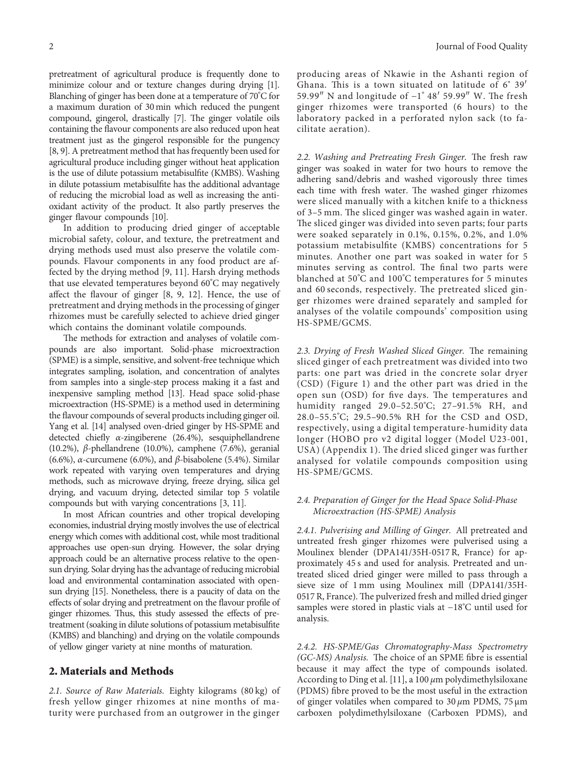pretreatment of agricultural produce is frequently done to minimize colour and or texture changes during drying [1]. Blanching of ginger has been done at a temperature of 70°C for a maximum duration of 30 min which reduced the pungent compound, gingerol, drastically [7]. The ginger volatile oils containing the flavour components are also reduced upon heat treatment just as the gingerol responsible for the pungency [8, 9]. A pretreatment method that has frequently been used for agricultural produce including ginger without heat application is the use of dilute potassium metabisulfite (KMBS). Washing in dilute potassium metabisulfite has the additional advantage of reducing the microbial load as well as increasing the antioxidant activity of the product. It also partly preserves the ginger flavour compounds [10].

In addition to producing dried ginger of acceptable microbial safety, colour, and texture, the pretreatment and drying methods used must also preserve the volatile compounds. Flavour components in any food product are affected by the drying method [9, 11]. Harsh drying methods that use elevated temperatures beyond 60°C may negatively affect the flavour of ginger [8, 9, 12]. Hence, the use of pretreatment and drying methods in the processing of ginger rhizomes must be carefully selected to achieve dried ginger which contains the dominant volatile compounds.

The methods for extraction and analyses of volatile compounds are also important. Solid-phase microextraction (SPME) is a simple, sensitive, and solvent-free technique which integrates sampling, isolation, and concentration of analytes from samples into a single-step process making it a fast and inexpensive sampling method [13]. Head space solid-phase microextraction (HS-SPME) is a method used in determining the flavour compounds of several products including ginger oil. Yang et al. [14] analysed oven-dried ginger by HS-SPME and detected chiefly $\alpha$-zingiberene (26.4%), sesquiphellandrene (10.2%), $\beta$-phellandrene (10.0%), camphene (7.6%), geranial (6.6%), $\alpha$-curcumene (6.0%), and $\beta$-bisabolene (5.4%). Similar work repeated with varying oven temperatures and drying methods, such as microwave drying, freeze drying, silica gel drying, and vacuum drying, detected similar top 5 volatile compounds but with varying concentrations [3, 11].

In most African countries and other tropical developing economies, industrial drying mostly involves the use of electrical energy which comes with additional cost, while most traditional approaches use open-sun drying. However, the solar drying approach could be an alternative process relative to the open-sun drying. Solar drying has the advantage of reducing microbial load and environmental contamination associated with open-sun drying [15]. Nonetheless, there is a paucity of data on the effects of solar drying and pretreatment on the flavour profile of ginger rhizomes. Thus, this study assessed the effects of pretreatment (soaking in dilute solutions of potassium metabisulfite (KMBS) and blanching) and drying on the volatile compounds of yellow ginger variety at nine months of maturation.

## 2. Materials and Methods

*2.1. Source of Raw Materials.* Eighty kilograms (80 kg) of fresh yellow ginger rhizomes at nine months of maturity were purchased from an outgrower in the ginger producing areas of Nkawie in the Ashanti region of Ghana. This is a town situated on latitude of 6° 39′ 59.99″ N and longitude of −1° 48′ 59.99″ W. The fresh ginger rhizomes were transported (6 hours) to the laboratory packed in a perforated nylon sack (to facilitate aeration).

*2.2. Washing and Pretreating Fresh Ginger.* The fresh raw ginger was soaked in water for two hours to remove the adhering sand/debris and washed vigorously three times each time with fresh water. The washed ginger rhizomes were sliced manually with a kitchen knife to a thickness of 3–5 mm. The sliced ginger was washed again in water. The sliced ginger was divided into seven parts; four parts were soaked separately in 0.1%, 0.15%, 0.2%, and 1.0% potassium metabisulfite (KMBS) concentrations for 5 minutes. Another one part was soaked in water for 5 minutes serving as control. The final two parts were blanched at 50°C and 100°C temperatures for 5 minutes and 60 seconds, respectively. The pretreated sliced ginger rhizomes were drained separately and sampled for analyses of the volatile compounds' composition using HS-SPME/GCMS.

*2.3. Drying of Fresh Washed Sliced Ginger.* The remaining sliced ginger of each pretreatment was divided into two parts: one part was dried in the concrete solar dryer (CSD) (Figure 1) and the other part was dried in the open sun (OSD) for five days. The temperatures and humidity ranged 29.0–52.50°C; 27–91.5% RH, and 28.0–55.5°C; 29.5–90.5% RH for the CSD and OSD, respectively, using a digital temperature-humidity data longer (HOBO pro v2 digital logger (Model U23-001, USA) (Appendix 1). The dried sliced ginger was further analysed for volatile compounds composition using HS-SPME/GCMS.

*2.4. Preparation of Ginger for the Head Space Solid-Phase Microextraction (HS-SPME) Analysis*

*2.4.1. Pulverising and Milling of Ginger.* All pretreated and untreated fresh ginger rhizomes were pulverised using a Moulinex blender (DPA141/35H-0517 R, France) for approximately 45 s and used for analysis. Pretreated and untreated sliced dried ginger were milled to pass through a sieve size of 1 mm using Moulinex mill (DPA141/35H-0517 R, France). The pulverized fresh and milled dried ginger samples were stored in plastic vials at −18°C until used for analysis.

*2.4.2. HS-SPME/Gas Chromatography-Mass Spectrometry (GC-MS) Analysis.* The choice of an SPME fibre is essential because it may affect the type of compounds isolated. According to Ding et al. [11], a 100 $\mu$m polydimethylsiloxane (PDMS) fibre proved to be the most useful in the extraction of ginger volatiles when compared to 30 $\mu$m PDMS, 75 µm carboxen polydimethylsiloxane (Carboxen PDMS), and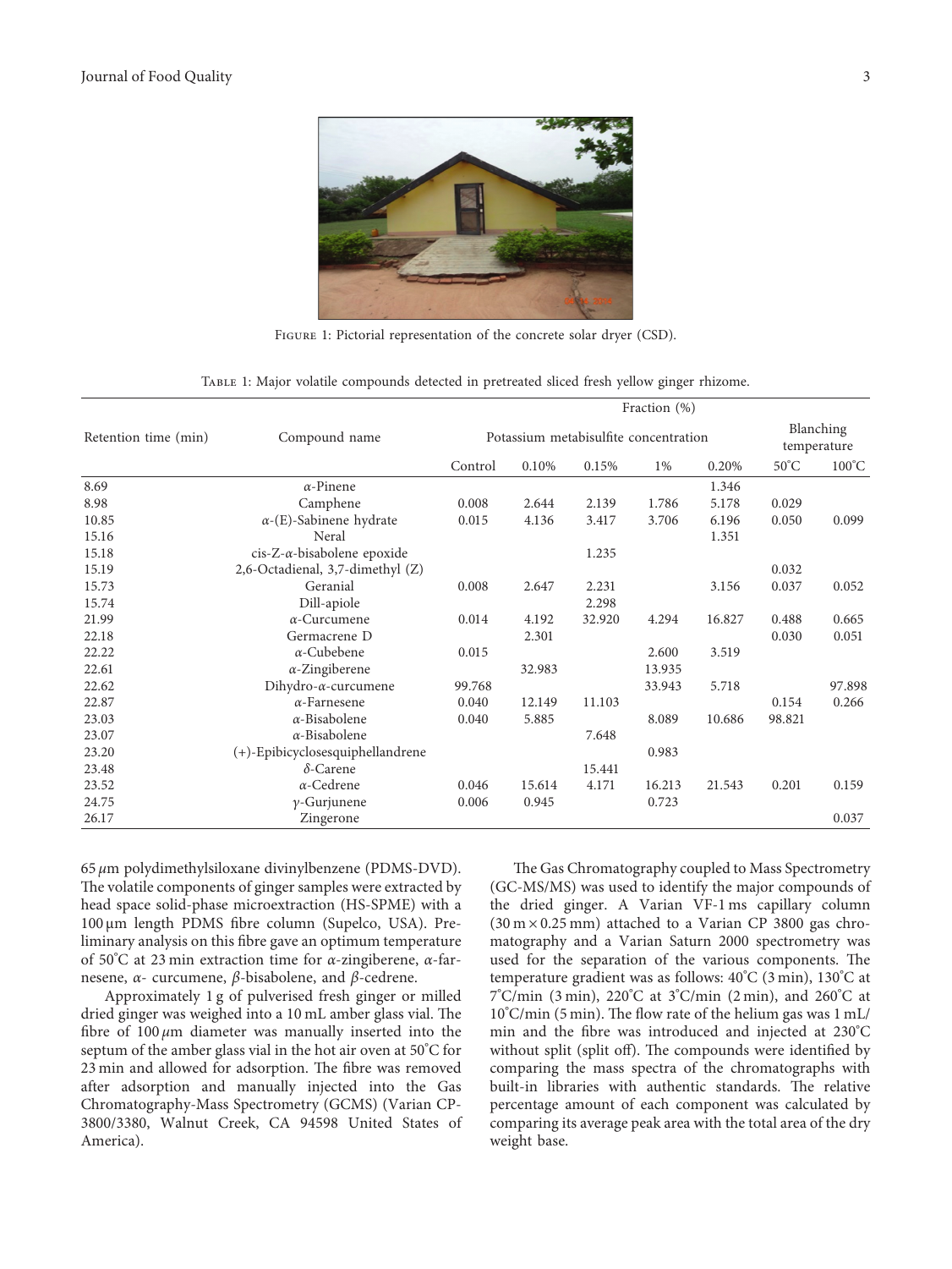Figure 1: Pictorial representation of the concrete solar dryer (CSD).

Table 1: Major volatile compounds detected in pretreated sliced fresh yellow ginger rhizome.

| Retention time (min) | Compound name | Fraction (%) | | | | | | |
|---|---|---|---|---|---|---|---|---|
| | | Potassium metabisulfite concentration | | | | | Blanching temperature | |
| | | Control | 0.10% | 0.15% | 1% | 0.20% | 50˚C | 100˚C |
| 8.69 | α-Pinene | | | | | 1.346 | | |
| 8.98 | Camphene | 0.008 | 2.644 | 2.139 | 1.786 | 5.178 | 0.029 | |
| 10.85 | α-(E)-Sabinene hydrate | 0.015 | 4.136 | 3.417 | 3.706 | 6.196 | 0.050 | 0.099 |
| 15.16 | Neral | | | | | 1.351 | | |
| 15.18 | cis-Z-α-bisabolene epoxide | | | 1.235 | | | | |
| 15.19 | 2,6-Octadienal, 3,7-dimethyl (Z) | | | | | | 0.032 | |
| 15.73 | Geranial | 0.008 | 2.647 | 2.231 | | 3.156 | 0.037 | 0.052 |
| 15.74 | Dill-apiole | | | 2.298 | | | | |
| 21.99 | α-Curcumene | 0.014 | 4.192 | 32.920 | 4.294 | 16.827 | 0.488 | 0.665 |
| 22.18 | Germacrene D | | 2.301 | | | | 0.030 | 0.051 |
| 22.22 | α-Cubebene | 0.015 | | | 2.600 | 3.519 | | |
| 22.61 | α-Zingiberene | | 32.983 | | 13.935 | | | |
| 22.62 | Dihydro-α-curcumene | 99.768 | | | 33.943 | 5.718 | | 97.898 |
| 22.87 | α-Farnesene | 0.040 | 12.149 | 11.103 | | | 0.154 | 0.266 |
| 23.03 | α-Bisabolene | 0.040 | 5.885 | | 8.089 | 10.686 | 98.821 | |
| 23.07 | α-Bisabolene | | | 7.648 | | | | |
| 23.20 | (+)-Epibicyclosesquiphellandrene | | | | 0.983 | | | |
| 23.48 | δ-Carene | | | 15.441 | | | | |
| 23.52 | α-Cedrene | 0.046 | 15.614 | 4.171 | 16.213 | 21.543 | 0.201 | 0.159 |
| 24.75 | γ-Gurjunene | 0.006 | 0.945 | | 0.723 | | | |
| 26.17 | Zingerone | | | | | | | 0.037 |

65 $\mu$m polydimethylsiloxane divinylbenzene (PDMS-DVD). The volatile components of ginger samples were extracted by head space solid-phase microextraction (HS-SPME) with a 100 µm length PDMS fibre column (Supelco, USA). Preliminary analysis on this fibre gave an optimum temperature of 50˚C at 23 min extraction time for α-zingiberene, α-farnesene, α- curcumene, β-bisabolene, and β-cedrene.

Approximately 1 g of pulverised fresh ginger or milled dried ginger was weighed into a 10 mL amber glass vial. The fibre of 100 $\mu$m diameter was manually inserted into the septum of the amber glass vial in the hot air oven at 50˚C for 23 min and allowed for adsorption. The fibre was removed after adsorption and manually injected into the Gas Chromatography-Mass Spectrometry (GCMS) (Varian CP-3800/3380, Walnut Creek, CA 94598 United States of America).

The Gas Chromatography coupled to Mass Spectrometry (GC-MS/MS) was used to identify the major compounds of the dried ginger. A Varian VF-1 ms capillary column (30 m × 0.25 mm) attached to a Varian CP 3800 gas chromatography and a Varian Saturn 2000 spectrometry was used for the separation of the various components. The temperature gradient was as follows: 40˚C (3 min), 130˚C at 7˚C/min (3 min), 220˚C at 3˚C/min (2 min), and 260˚C at 10˚C/min (5 min). The flow rate of the helium gas was 1 mL/min and the fibre was introduced and injected at 230˚C without split (split off). The compounds were identified by comparing the mass spectra of the chromatographs with built-in libraries with authentic standards. The relative percentage amount of each component was calculated by comparing its average peak area with the total area of the dry weight base.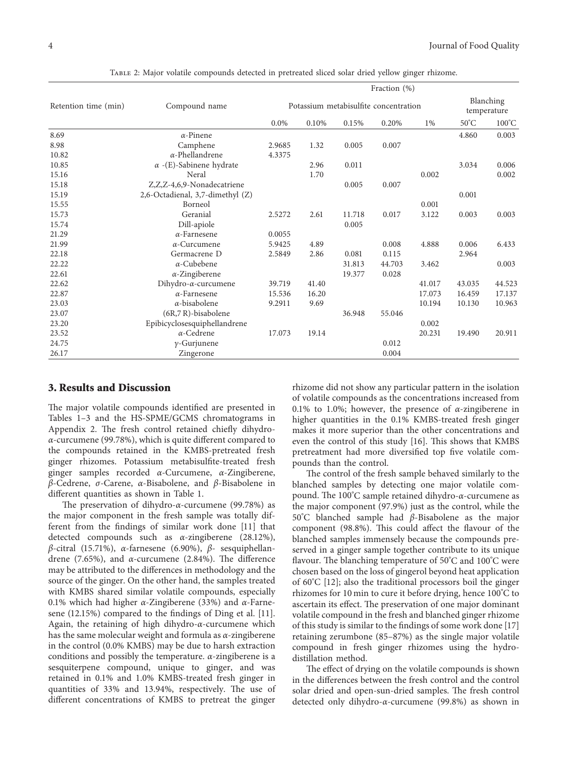Table 2: Major volatile compounds detected in pretreated sliced solar dried yellow ginger rhizome.

| Retention time (min) | Compound name | Fraction (%) | | | | | | |
|---|---|---|---|---|---|---|---|---|
| | | Potassium metabisulfite concentration | | | | | Blanching temperature | |
| | | 0.0% | 0.10% | 0.15% | 0.20% | 1% | 50°C | 100°C |
| 8.69 | α-Pinene | | | | | | 4.860 | 0.003 |
| 8.98 | Camphene | 2.9685 | 1.32 | 0.005 | 0.007 | | | |
| 10.82 | α-Phellandrene | 4.3375 | | | | | | |
| 10.85 | α -(E)-Sabinene hydrate | | 2.96 | 0.011 | | | 3.034 | 0.006 |
| 15.16 | Neral | | 1.70 | | | 0.002 | | 0.002 |
| 15.18 | Z,Z,Z-4,6,9-Nonadecatriene | | | 0.005 | 0.007 | | | |
| 15.19 | 2,6-Octadienal, 3,7-dimethyl (Z) | | | | | | 0.001 | |
| 15.55 | Borneol | | | | | 0.001 | | |
| 15.73 | Geranial | 2.5272 | 2.61 | 11.718 | 0.017 | 3.122 | 0.003 | 0.003 |
| 15.74 | Dill-apiole | | | 0.005 | | | | |
| 21.29 | α-Farnesene | 0.0055 | | | | | | |
| 21.99 | α-Curcumene | 5.9425 | 4.89 | | 0.008 | 4.888 | 0.006 | 6.433 |
| 22.18 | Germacrene D | 2.5849 | 2.86 | 0.081 | 0.115 | | 2.964 | |
| 22.22 | α-Cubebene | | | 31.813 | 44.703 | 3.462 | | 0.003 |
| 22.61 | α-Zingiberene | | | 19.377 | 0.028 | | | |
| 22.62 | Dihydro-α-curcumene | 39.719 | 41.40 | | | 41.017 | 43.035 | 44.523 |
| 22.87 | α-Farnesene | 15.536 | 16.20 | | | 17.073 | 16.459 | 17.137 |
| 23.03 | α-bisabolene | 9.2911 | 9.69 | | | 10.194 | 10.130 | 10.963 |
| 23.07 | (6R,7 R)-bisabolene | | | 36.948 | 55.046 | | | |
| 23.20 | Epibicyclosesquiphellandrene | | | | | 0.002 | | |
| 23.52 | α-Cedrene | 17.073 | 19.14 | | | 20.231 | 19.490 | 20.911 |
| 24.75 | γ-Gurjunene | | | | 0.012 | | | |
| 26.17 | Zingerone | | | | 0.004 | | | |

## 3. Results and Discussion

The major volatile compounds identified are presented in Tables 1–3 and the HS-SPME/GCMS chromatograms in Appendix 2. The fresh control retained chiefly dihydro-α-curcumene (99.78%), which is quite different compared to the compounds retained in the KMBS-pretreated fresh ginger rhizomes. Potassium metabisulfite-treated fresh ginger samples recorded α-Curcumene, α-Zingiberene, β-Cedrene, σ-Carene, α-Bisabolene, and β-Bisabolene in different quantities as shown in Table 1.

The preservation of dihydro-α-curcumene (99.78%) as the major component in the fresh sample was totally different from the findings of similar work done [11] that detected compounds such as α-zingiberene (28.12%), β-citral (15.71%), α-farnesene (6.90%), β- sesquiphellandrene (7.65%), and α-curcumene (2.84%). The difference may be attributed to the differences in methodology and the source of the ginger. On the other hand, the samples treated with KMBS shared similar volatile compounds, especially 0.1% which had higher α-Zingiberene (33%) and α-Farnesene (12.15%) compared to the findings of Ding et al. [11]. Again, the retaining of high dihydro-α-curcumene which has the same molecular weight and formula as α-zingiberene in the control (0.0% KMBS) may be due to harsh extraction conditions and possibly the temperature. α-zingiberene is a sesquiterpene compound, unique to ginger, and was retained in 0.1% and 1.0% KMBS-treated fresh ginger in quantities of 33% and 13.94%, respectively. The use of different concentrations of KMBS to pretreat the ginger rhizome did not show any particular pattern in the isolation of volatile compounds as the concentrations increased from 0.1% to 1.0%; however, the presence of α-zingiberene in higher quantities in the 0.1% KMBS-treated fresh ginger makes it more superior than the other concentrations and even the control of this study [16]. This shows that KMBS pretreatment had more diversified top five volatile compounds than the control.

The control of the fresh sample behaved similarly to the blanched samples by detecting one major volatile compound. The 100°C sample retained dihydro-α-curcumene as the major component (97.9%) just as the control, while the 50°C blanched sample had β-Bisabolene as the major component (98.8%). This could affect the flavour of the blanched samples immensely because the compounds preserved in a ginger sample together contribute to its unique flavour. The blanching temperature of 50°C and 100°C were chosen based on the loss of gingerol beyond heat application of 60°C [12]; also the traditional processors boil the ginger rhizomes for 10 min to cure it before drying, hence 100°C to ascertain its effect. The preservation of one major dominant volatile compound in the fresh and blanched ginger rhizome of this study is similar to the findings of some work done [17] retaining zerumbone (85–87%) as the single major volatile compound in fresh ginger rhizomes using the hydro-distillation method.

The effect of drying on the volatile compounds is shown in the differences between the fresh control and the control solar dried and open-sun-dried samples. The fresh control detected only dihydro-α-curcumene (99.8%) as shown in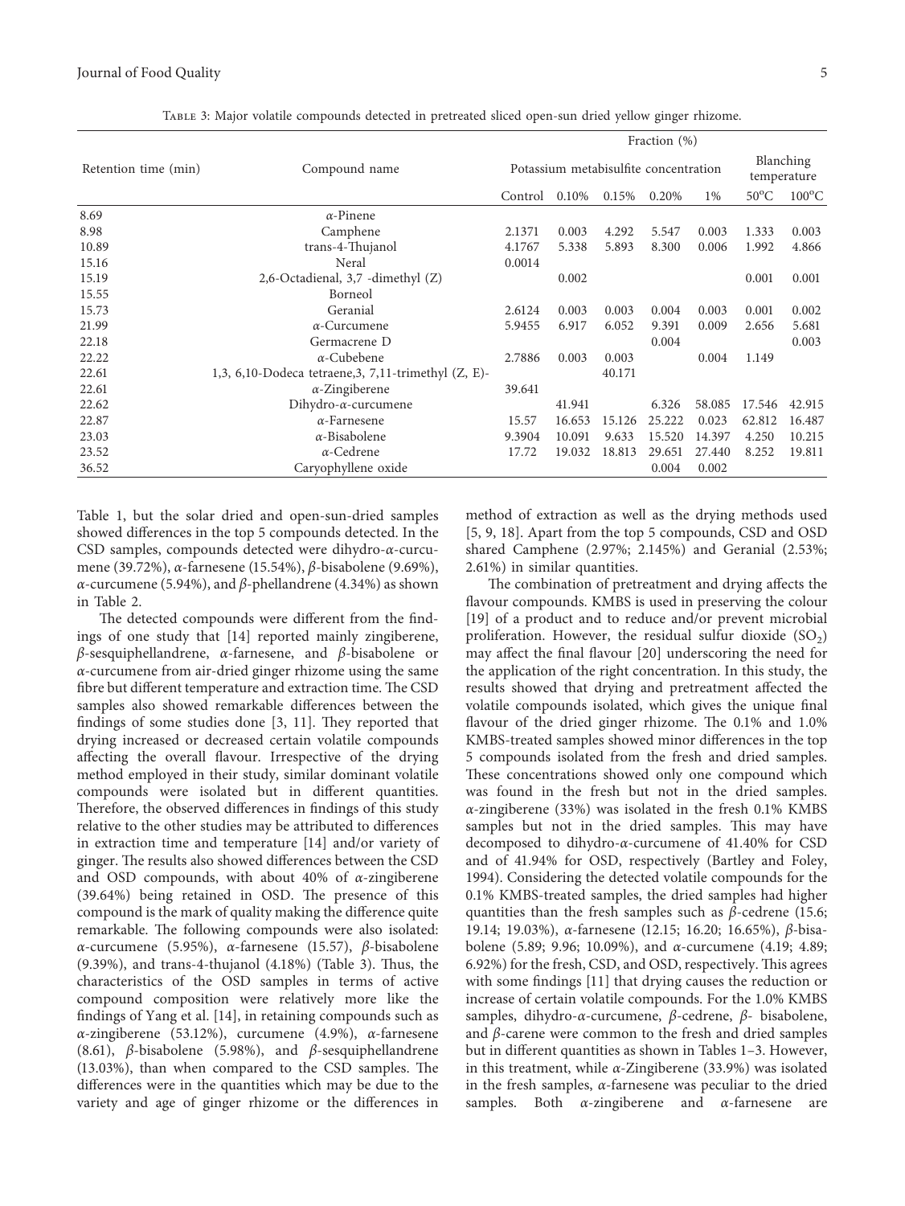Table 3: Major volatile compounds detected in pretreated sliced open-sun dried yellow ginger rhizome.

| Retention time (min) | Compound name | Fraction (%) | | | | | | |
|---|---|---|---|---|---|---|---|---|
| | | Potassium metabisulfite concentration | | | | | Blanching temperature | |
| | | Control | 0.10% | 0.15% | 0.20% | 1% | 50°C | 100°C |
| 8.69 | α-Pinene | | | | | | | |
| 8.98 | Camphene | 2.1371 | 0.003 | 4.292 | 5.547 | 0.003 | 1.333 | 0.003 |
| 10.89 | trans-4-Thujanol | 4.1767 | 5.338 | 5.893 | 8.300 | 0.006 | 1.992 | 4.866 |
| 15.16 | Neral | 0.0014 | | | | | | |
| 15.19 | 2,6-Octadienal, 3,7 -dimethyl (Z) | | 0.002 | | | | 0.001 | 0.001 |
| 15.55 | Borneol | | | | | | | |
| 15.73 | Geranial | 2.6124 | 0.003 | 0.003 | 0.004 | 0.003 | 0.001 | 0.002 |
| 21.99 | α-Curcumene | 5.9455 | 6.917 | 6.052 | 9.391 | 0.009 | 2.656 | 5.681 |
| 22.18 | Germacrene D | | | | 0.004 | | | 0.003 |
| 22.22 | α-Cubebene | 2.7886 | 0.003 | 0.003 | | 0.004 | 1.149 | |
| 22.61 | 1,3, 6,10-Dodeca tetraene,3, 7,11-trimethyl (Z, E)- | | | 40.171 | | | | |
| 22.61 | α-Zingiberene | 39.641 | | | | | | |
| 22.62 | Dihydro-α-curcumene | | 41.941 | | 6.326 | 58.085 | 17.546 | 42.915 |
| 22.87 | α-Farnesene | 15.57 | 16.653 | 15.126 | 25.222 | 0.023 | 62.812 | 16.487 |
| 23.03 | α-Bisabolene | 9.3904 | 10.091 | 9.633 | 15.520 | 14.397 | 4.250 | 10.215 |
| 23.52 | α-Cedrene | 17.72 | 19.032 | 18.813 | 29.651 | 27.440 | 8.252 | 19.811 |
| 36.52 | Caryophyllene oxide | | | | 0.004 | 0.002 | | |

Table 1, but the solar dried and open-sun-dried samples showed differences in the top 5 compounds detected. In the CSD samples, compounds detected were dihydro-α-curcumene (39.72%), α-farnesene (15.54%), β-bisabolene (9.69%), α-curcumene (5.94%), and β-phellandrene (4.34%) as shown in Table 2.

The detected compounds were different from the findings of one study that [14] reported mainly zingiberene, β-sesquiphellandrene, α-farnesene, and β-bisabolene or α-curcumene from air-dried ginger rhizome using the same fibre but different temperature and extraction time. The CSD samples also showed remarkable differences between the findings of some studies done [3, 11]. They reported that drying increased or decreased certain volatile compounds affecting the overall flavour. Irrespective of the drying method employed in their study, similar dominant volatile compounds were isolated but in different quantities. Therefore, the observed differences in findings of this study relative to the other studies may be attributed to differences in extraction time and temperature [14] and/or variety of ginger. The results also showed differences between the CSD and OSD compounds, with about 40% of α-zingiberene (39.64%) being retained in OSD. The presence of this compound is the mark of quality making the difference quite remarkable. The following compounds were also isolated: α-curcumene (5.95%), α-farnesene (15.57), β-bisabolene (9.39%), and trans-4-thujanol (4.18%) (Table 3). Thus, the characteristics of the OSD samples in terms of active compound composition were relatively more like the findings of Yang et al. [14], in retaining compounds such as α-zingiberene (53.12%), curcumene (4.9%), α-farnesene (8.61), β-bisabolene (5.98%), and β-sesquiphellandrene (13.03%), than when compared to the CSD samples. The differences were in the quantities which may be due to the variety and age of ginger rhizome or the differences in method of extraction as well as the drying methods used [5, 9, 18]. Apart from the top 5 compounds, CSD and OSD shared Camphene (2.97%; 2.145%) and Geranial (2.53%; 2.61%) in similar quantities.

The combination of pretreatment and drying affects the flavour compounds. KMBS is used in preserving the colour [19] of a product and to reduce and/or prevent microbial proliferation. However, the residual sulfur dioxide ($SO_2$) may affect the final flavour [20] underscoring the need for the application of the right concentration. In this study, the results showed that drying and pretreatment affected the volatile compounds isolated, which gives the unique final flavour of the dried ginger rhizome. The 0.1% and 1.0% KMBS-treated samples showed minor differences in the top 5 compounds isolated from the fresh and dried samples. These concentrations showed only one compound which was found in the fresh but not in the dried samples. α-zingiberene (33%) was isolated in the fresh 0.1% KMBS samples but not in the dried samples. This may have decomposed to dihydro-α-curcumene of 41.40% for CSD and of 41.94% for OSD, respectively (Bartley and Foley, 1994). Considering the detected volatile compounds for the 0.1% KMBS-treated samples, the dried samples had higher quantities than the fresh samples such as β-cedrene (15.6; 19.14; 19.03%), α-farnesene (12.15; 16.20; 16.65%), β-bisabolene (5.89; 9.96; 10.09%), and α-curcumene (4.19; 4.89; 6.92%) for the fresh, CSD, and OSD, respectively. This agrees with some findings [11] that drying causes the reduction or increase of certain volatile compounds. For the 1.0% KMBS samples, dihydro-α-curcumene, β-cedrene, β- bisabolene, and β-carene were common to the fresh and dried samples but in different quantities as shown in Tables 1–3. However, in this treatment, while α-Zingiberene (33.9%) was isolated in the fresh samples, α-farnesene was peculiar to the dried samples. Both α-zingiberene and α-farnesene are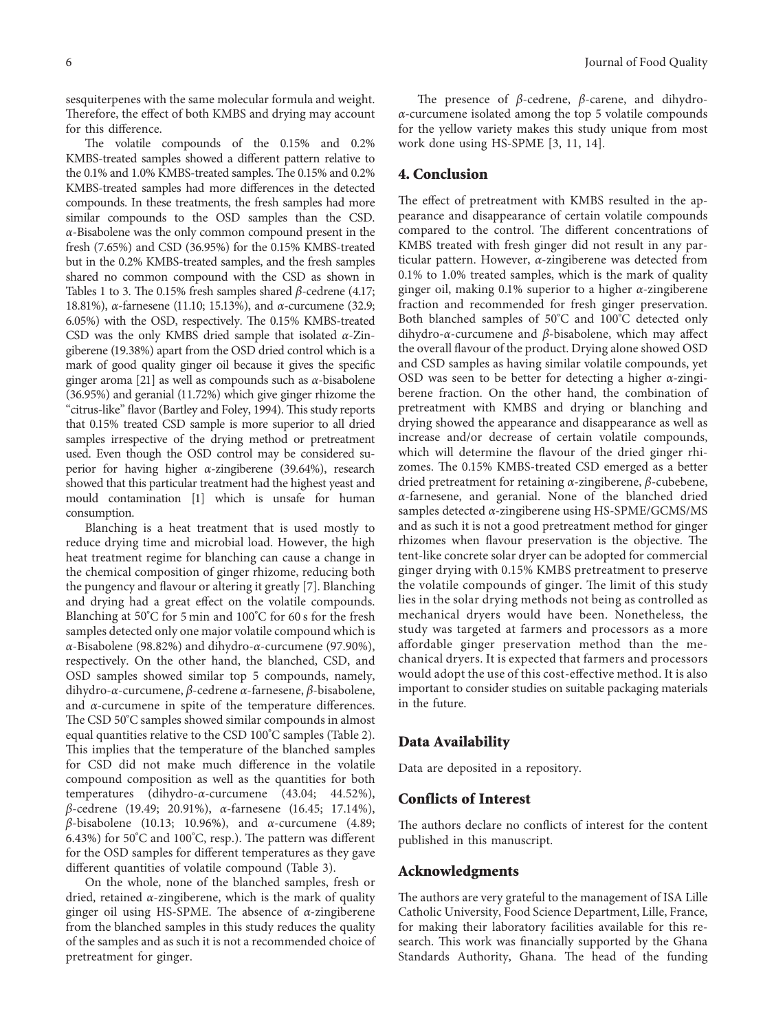sesquiterpenes with the same molecular formula and weight. Therefore, the effect of both KMBS and drying may account for this difference.

The volatile compounds of the 0.15% and 0.2% KMBS-treated samples showed a different pattern relative to the 0.1% and 1.0% KMBS-treated samples. The 0.15% and 0.2% KMBS-treated samples had more differences in the detected compounds. In these treatments, the fresh samples had more similar compounds to the OSD samples than the CSD. *α*-Bisabolene was the only common compound present in the fresh (7.65%) and CSD (36.95%) for the 0.15% KMBS-treated but in the 0.2% KMBS-treated samples, and the fresh samples shared no common compound with the CSD as shown in Tables 1 to 3. The 0.15% fresh samples shared *β*-cedrene (4.17; 18.81%), *α*-farnesene (11.10; 15.13%), and *α*-curcumene (32.9; 6.05%) with the OSD, respectively. The 0.15% KMBS-treated CSD was the only KMBS dried sample that isolated *α*-Zingiberene (19.38%) apart from the OSD dried control which is a mark of good quality ginger oil because it gives the specific ginger aroma [21] as well as compounds such as *α*-bisabolene (36.95%) and geranial (11.72%) which give ginger rhizome the "citrus-like" flavor (Bartley and Foley, 1994). This study reports that 0.15% treated CSD sample is more superior to all dried samples irrespective of the drying method or pretreatment used. Even though the OSD control may be considered superior for having higher *α*-zingiberene (39.64%), research showed that this particular treatment had the highest yeast and mould contamination [1] which is unsafe for human consumption.

Blanching is a heat treatment that is used mostly to reduce drying time and microbial load. However, the high heat treatment regime for blanching can cause a change in the chemical composition of ginger rhizome, reducing both the pungency and flavour or altering it greatly [7]. Blanching and drying had a great effect on the volatile compounds. Blanching at 50°C for 5 min and 100°C for 60 s for the fresh samples detected only one major volatile compound which is *α*-Bisabolene (98.82%) and dihydro-*α*-curcumene (97.90%), respectively. On the other hand, the blanched, CSD, and OSD samples showed similar top 5 compounds, namely, dihydro-*α*-curcumene, *β*-cedrene *α*-farnesene, *β*-bisabolene, and *α*-curcumene in spite of the temperature differences. The CSD 50°C samples showed similar compounds in almost equal quantities relative to the CSD 100°C samples (Table 2). This implies that the temperature of the blanched samples for CSD did not make much difference in the volatile compound composition as well as the quantities for both temperatures (dihydro-*α*-curcumene (43.04; 44.52%), *β*-cedrene (19.49; 20.91%), *α*-farnesene (16.45; 17.14%), *β*-bisabolene (10.13; 10.96%), and *α*-curcumene (4.89; 6.43%) for 50°C and 100°C, resp.). The pattern was different for the OSD samples for different temperatures as they gave different quantities of volatile compound (Table 3).

On the whole, none of the blanched samples, fresh or dried, retained *α*-zingiberene, which is the mark of quality ginger oil using HS-SPME. The absence of *α*-zingiberene from the blanched samples in this study reduces the quality of the samples and as such it is not a recommended choice of pretreatment for ginger.

The presence of *β*-cedrene, *β*-carene, and dihydro-*α*-curcumene isolated among the top 5 volatile compounds for the yellow variety makes this study unique from most work done using HS-SPME [3, 11, 14].

## 4. Conclusion

The effect of pretreatment with KMBS resulted in the appearance and disappearance of certain volatile compounds compared to the control. The different concentrations of KMBS treated with fresh ginger did not result in any particular pattern. However, *α*-zingiberene was detected from 0.1% to 1.0% treated samples, which is the mark of quality ginger oil, making 0.1% superior to a higher *α*-zingiberene fraction and recommended for fresh ginger preservation. Both blanched samples of 50°C and 100°C detected only dihydro-*α*-curcumene and *β*-bisabolene, which may affect the overall flavour of the product. Drying alone showed OSD and CSD samples as having similar volatile compounds, yet OSD was seen to be better for detecting a higher *α*-zingiberene fraction. On the other hand, the combination of pretreatment with KMBS and drying or blanching and drying showed the appearance and disappearance as well as increase and/or decrease of certain volatile compounds, which will determine the flavour of the dried ginger rhizomes. The 0.15% KMBS-treated CSD emerged as a better dried pretreatment for retaining *α*-zingiberene, *β*-cubebene, *α*-farnesene, and geranial. None of the blanched dried samples detected *α*-zingiberene using HS-SPME/GCMS/MS and as such it is not a good pretreatment method for ginger rhizomes when flavour preservation is the objective. The tent-like concrete solar dryer can be adopted for commercial ginger drying with 0.15% KMBS pretreatment to preserve the volatile compounds of ginger. The limit of this study lies in the solar drying methods not being as controlled as mechanical dryers would have been. Nonetheless, the study was targeted at farmers and processors as a more affordable ginger preservation method than the mechanical dryers. It is expected that farmers and processors would adopt the use of this cost-effective method. It is also important to consider studies on suitable packaging materials in the future.

## Data Availability

Data are deposited in a repository.

## Conflicts of Interest

The authors declare no conflicts of interest for the content published in this manuscript.

## Acknowledgments

The authors are very grateful to the management of ISA Lille Catholic University, Food Science Department, Lille, France, for making their laboratory facilities available for this research. This work was financially supported by the Ghana Standards Authority, Ghana. The head of the funding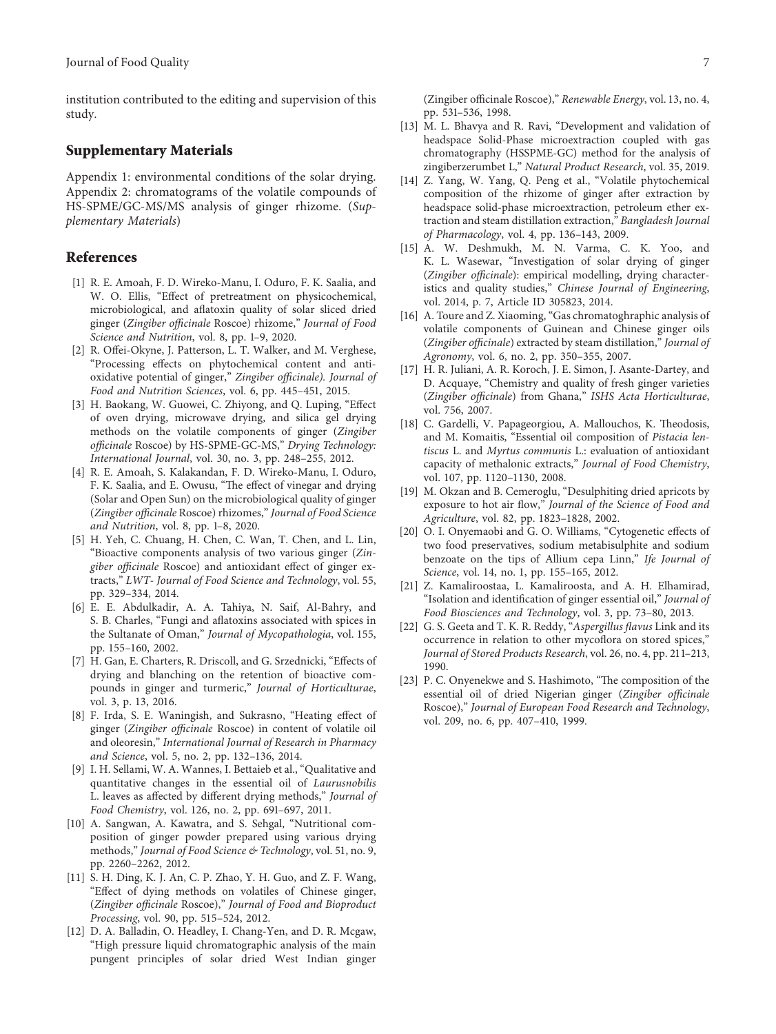institution contributed to the editing and supervision of this study.

## Supplementary Materials

Appendix 1: environmental conditions of the solar drying. Appendix 2: chromatograms of the volatile compounds of HS-SPME/GC-MS/MS analysis of ginger rhizome. (*Supplementary Materials*)

## References

[1] R. E. Amoah, F. D. Wireko-Manu, I. Oduro, F. K. Saalia, and W. O. Ellis, "Effect of pretreatment on physicochemical, microbiological, and aflatoxin quality of solar sliced dried ginger (*Zingiber officinale* Roscoe) rhizome," *Journal of Food Science and Nutrition*, vol. 8, pp. 1–9, 2020.

[2] R. Offei-Okyne, J. Patterson, L. T. Walker, and M. Verghese, "Processing effects on phytochemical content and antioxidative potential of ginger," *Zingiber officinale). Journal of Food and Nutrition Sciences*, vol. 6, pp. 445–451, 2015.

[3] H. Baokang, W. Guowei, C. Zhiyong, and Q. Luping, "Effect of oven drying, microwave drying, and silica gel drying methods on the volatile components of ginger (*Zingiber officinale* Roscoe) by HS-SPME-GC-MS," *Drying Technology: International Journal*, vol. 30, no. 3, pp. 248–255, 2012.

[4] R. E. Amoah, S. Kalakandan, F. D. Wireko-Manu, I. Oduro, F. K. Saalia, and E. Owusu, "The effect of vinegar and drying (Solar and Open Sun) on the microbiological quality of ginger (*Zingiber officinale* Roscoe) rhizomes," *Journal of Food Science and Nutrition*, vol. 8, pp. 1–8, 2020.

[5] H. Yeh, C. Chuang, H. Chen, C. Wan, T. Chen, and L. Lin, "Bioactive components analysis of two various ginger (*Zingiber officinale* Roscoe) and antioxidant effect of ginger extracts," *LWT- Journal of Food Science and Technology*, vol. 55, pp. 329–334, 2014.

[6] E. E. Abdulkadir, A. A. Tahiya, N. Saif, Al-Bahry, and S. B. Charles, "Fungi and aflatoxins associated with spices in the Sultanate of Oman," *Journal of Mycopathologia*, vol. 155, pp. 155–160, 2002.

[7] H. Gan, E. Charters, R. Driscoll, and G. Srzednicki, "Effects of drying and blanching on the retention of bioactive compounds in ginger and turmeric," *Journal of Horticulturae*, vol. 3, p. 13, 2016.

[8] F. Irda, S. E. Waningish, and Sukrasno, "Heating effect of ginger (*Zingiber officinale* Roscoe) in content of volatile oil and oleoresin," *International Journal of Research in Pharmacy and Science*, vol. 5, no. 2, pp. 132–136, 2014.

[9] I. H. Sellami, W. A. Wannes, I. Bettaieb et al., "Qualitative and quantitative changes in the essential oil of *Laurusnobilis* L. leaves as affected by different drying methods," *Journal of Food Chemistry*, vol. 126, no. 2, pp. 691–697, 2011.

[10] A. Sangwan, A. Kawatra, and S. Sehgal, "Nutritional composition of ginger powder prepared using various drying methods," *Journal of Food Science & Technology*, vol. 51, no. 9, pp. 2260–2262, 2012.

[11] S. H. Ding, K. J. An, C. P. Zhao, Y. H. Guo, and Z. F. Wang, "Effect of dying methods on volatiles of Chinese ginger, (*Zingiber officinale* Roscoe)," *Journal of Food and Bioproduct Processing*, vol. 90, pp. 515–524, 2012.

[12] D. A. Balladin, O. Headley, I. Chang-Yen, and D. R. Mcgaw, "High pressure liquid chromatographic analysis of the main pungent principles of solar dried West Indian ginger (Zingiber officinale Roscoe)," *Renewable Energy*, vol. 13, no. 4, pp. 531–536, 1998.

[13] M. L. Bhavya and R. Ravi, "Development and validation of headspace Solid-Phase microextraction coupled with gas chromatography (HSSPME-GC) method for the analysis of zingiberzerumbet L," *Natural Product Research*, vol. 35, 2019.

[14] Z. Yang, W. Yang, Q. Peng et al., "Volatile phytochemical composition of the rhizome of ginger after extraction by headspace solid-phase microextraction, petroleum ether extraction and steam distillation extraction," *Bangladesh Journal of Pharmacology*, vol. 4, pp. 136–143, 2009.

[15] A. W. Deshmukh, M. N. Varma, C. K. Yoo, and K. L. Wasewar, "Investigation of solar drying of ginger (*Zingiber officinale*): empirical modelling, drying characteristics and quality studies," *Chinese Journal of Engineering*, vol. 2014, p. 7, Article ID 305823, 2014.

[16] A. Toure and Z. Xiaoming, "Gas chromatoghraphic analysis of volatile components of Guinean and Chinese ginger oils (*Zingiber officinale*) extracted by steam distillation," *Journal of Agronomy*, vol. 6, no. 2, pp. 350–355, 2007.

[17] H. R. Juliani, A. R. Koroch, J. E. Simon, J. Asante-Dartey, and D. Acquaye, "Chemistry and quality of fresh ginger varieties (*Zingiber officinale*) from Ghana," *ISHS Acta Horticulturae*, vol. 756, 2007.

[18] C. Gardelli, V. Papageorgiou, A. Mallouchos, K. Theodosis, and M. Komaitis, "Essential oil composition of *Pistacia lentiscus* L. and *Myrtus communis* L.: evaluation of antioxidant capacity of methalonic extracts," *Journal of Food Chemistry*, vol. 107, pp. 1120–1130, 2008.

[19] M. Okzan and B. Cemeroglu, "Desulphiting dried apricots by exposure to hot air flow," *Journal of the Science of Food and Agriculture*, vol. 82, pp. 1823–1828, 2002.

[20] O. I. Onyemaobi and G. O. Williams, "Cytogenetic effects of two food preservatives, sodium metabisulphite and sodium benzoate on the tips of Allium cepa Linn," *Ife Journal of Science*, vol. 14, no. 1, pp. 155–165, 2012.

[21] Z. Kamaliroostaa, L. Kamaliroosta, and A. H. Elhamirad, "Isolation and identification of ginger essential oil," *Journal of Food Biosciences and Technology*, vol. 3, pp. 73–80, 2013.

[22] G. S. Geeta and T. K. R. Reddy, "*Aspergillus flavus* Link and its occurrence in relation to other mycoflora on stored spices," *Journal of Stored Products Research*, vol. 26, no. 4, pp. 211–213, 1990.

[23] P. C. Onyenekwe and S. Hashimoto, "The composition of the essential oil of dried Nigerian ginger (*Zingiber officinale* Roscoe)," *Journal of European Food Research and Technology*, vol. 209, no. 6, pp. 407–410, 1999.